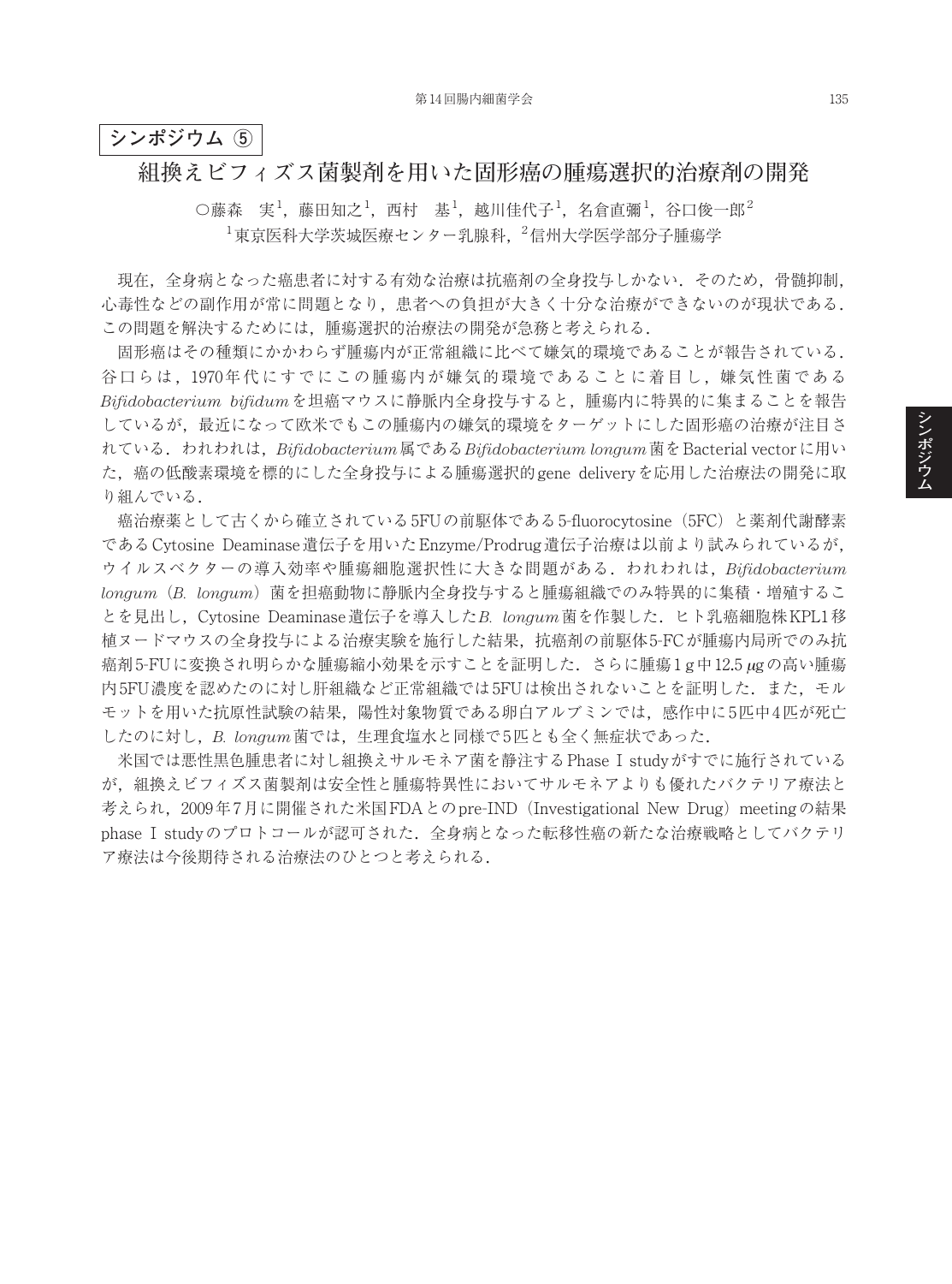**シンポジウム ⑤**

# 組換えビフィズス菌製剤を用いた固形癌の腫瘍選択的治療剤の開発

○藤森　実[1]，藤田知之[1]，西村　基[1]，越川佳代子[1]，名倉直彌[1]，谷口俊一郎[2]

[1]東京医科大学茨城医療センター乳腺科，[2]信州大学医学部分子腫瘍学

現在，全身病となった癌患者に対する有効な治療は抗癌剤の全身投与しかない．そのため，骨髄抑制，心毒性などの副作用が常に問題となり，患者への負担が大きく十分な治療ができないのが現状である．この問題を解決するためには，腫瘍選択的治療法の開発が急務と考えられる．

固形癌はその種類にかかわらず腫瘍内が正常組織に比べて嫌気的環境であることが報告されている．谷口らは，1970年代にすでにこの腫瘍内が嫌気的環境であることに着目し，嫌気性菌である *Bifidobacterium bifidum* を担癌マウスに静脈内全身投与すると，腫瘍内に特異的に集まることを報告しているが，最近になって欧米でもこの腫瘍内の嫌気的環境をターゲットにした固形癌の治療が注目されている．われわれは，*Bifidobacterium* 属である *Bifidobacterium longum* 菌をBacterial vectorに用いた，癌の低酸素環境を標的にした全身投与による腫瘍選択的gene deliveryを応用した治療法の開発に取り組んでいる．

癌治療薬として古くから確立されている5FUの前駆体である5-fluorocytosine（5FC）と薬剤代謝酵素であるCytosine Deaminase遺伝子を用いたEnzyme/Prodrug遺伝子治療は以前より試みられているが，ウイルスベクターの導入効率や腫瘍細胞選択性に大きな問題がある．われわれは，*Bifidobacterium longum*（*B. longum*）菌を担癌動物に静脈内全身投与すると腫瘍組織でのみ特異的に集積・増殖することを見出し，Cytosine Deaminase遺伝子を導入した *B. longum* 菌を作製した．ヒト乳癌細胞株KPL1移植ヌードマウスの全身投与による治療実験を施行した結果，抗癌剤の前駆体5-FCが腫瘍内局所でのみ抗癌剤5-FUに変換され明らかな腫瘍縮小効果を示すことを証明した．さらに腫瘍1 g中12.5 μgの高い腫瘍内5FU濃度を認めたのに対し肝組織など正常組織では5FUは検出されないことを証明した．また，モルモットを用いた抗原性試験の結果，陽性対象物質である卵白アルブミンでは，感作中に5匹中4匹が死亡したのに対し，*B. longum* 菌では，生理食塩水と同様で5匹とも全く無症状であった．

米国では悪性黒色腫患者に対し組換えサルモネア菌を静注するPhase I studyがすでに施行されているが，組換えビフィズス菌製剤は安全性と腫瘍特異性においてサルモネアよりも優れたバクテリア療法と考えられ，2009年7月に開催された米国FDAとのpre-IND（Investigational New Drug）meetingの結果phase I studyのプロトコールが認可された．全身病となった転移性癌の新たな治療戦略としてバクテリア療法は今後期待される治療法のひとつと考えられる．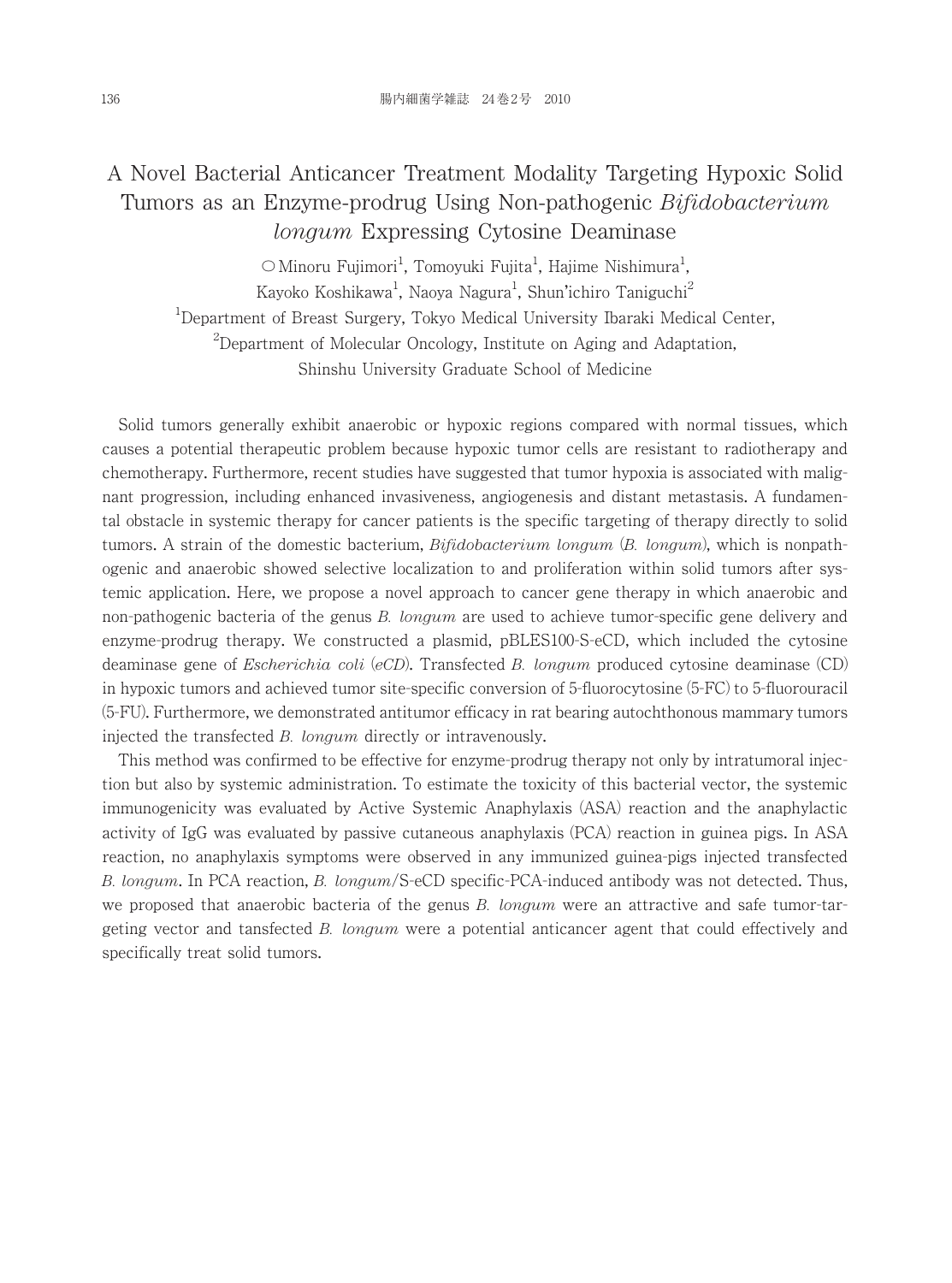# A Novel Bacterial Anticancer Treatment Modality Targeting Hypoxic Solid Tumors as an Enzyme-prodrug Using Non-pathogenic *Bifidobacterium longum* Expressing Cytosine Deaminase

○Minoru Fujimori[1], Tomoyuki Fujita[1], Hajime Nishimura[1], Kayoko Koshikawa[1], Naoya Nagura[1], Shun'ichiro Taniguchi[2]

[1]Department of Breast Surgery, Tokyo Medical University Ibaraki Medical Center,
[2]Department of Molecular Oncology, Institute on Aging and Adaptation, Shinshu University Graduate School of Medicine

Solid tumors generally exhibit anaerobic or hypoxic regions compared with normal tissues, which causes a potential therapeutic problem because hypoxic tumor cells are resistant to radiotherapy and chemotherapy. Furthermore, recent studies have suggested that tumor hypoxia is associated with malignant progression, including enhanced invasiveness, angiogenesis and distant metastasis. A fundamental obstacle in systemic therapy for cancer patients is the specific targeting of therapy directly to solid tumors. A strain of the domestic bacterium, *Bifidobacterium longum* (*B. longum*), which is nonpathogenic and anaerobic showed selective localization to and proliferation within solid tumors after systemic application. Here, we propose a novel approach to cancer gene therapy in which anaerobic and non-pathogenic bacteria of the genus *B. longum* are used to achieve tumor-specific gene delivery and enzyme-prodrug therapy. We constructed a plasmid, pBLES100-S-eCD, which included the cytosine deaminase gene of *Escherichia coli* (*eCD*). Transfected *B. longum* produced cytosine deaminase (CD) in hypoxic tumors and achieved tumor site-specific conversion of 5-fluorocytosine (5-FC) to 5-fluorouracil (5-FU). Furthermore, we demonstrated antitumor efficacy in rat bearing autochthonous mammary tumors injected the transfected *B. longum* directly or intravenously.

This method was confirmed to be effective for enzyme-prodrug therapy not only by intratumoral injection but also by systemic administration. To estimate the toxicity of this bacterial vector, the systemic immunogenicity was evaluated by Active Systemic Anaphylaxis (ASA) reaction and the anaphylactic activity of IgG was evaluated by passive cutaneous anaphylaxis (PCA) reaction in guinea pigs. In ASA reaction, no anaphylaxis symptoms were observed in any immunized guinea-pigs injected transfected *B. longum*. In PCA reaction, *B. longum*/S-eCD specific-PCA-induced antibody was not detected. Thus, we proposed that anaerobic bacteria of the genus *B. longum* were an attractive and safe tumor-targeting vector and tansfected *B. longum* were a potential anticancer agent that could effectively and specifically treat solid tumors.